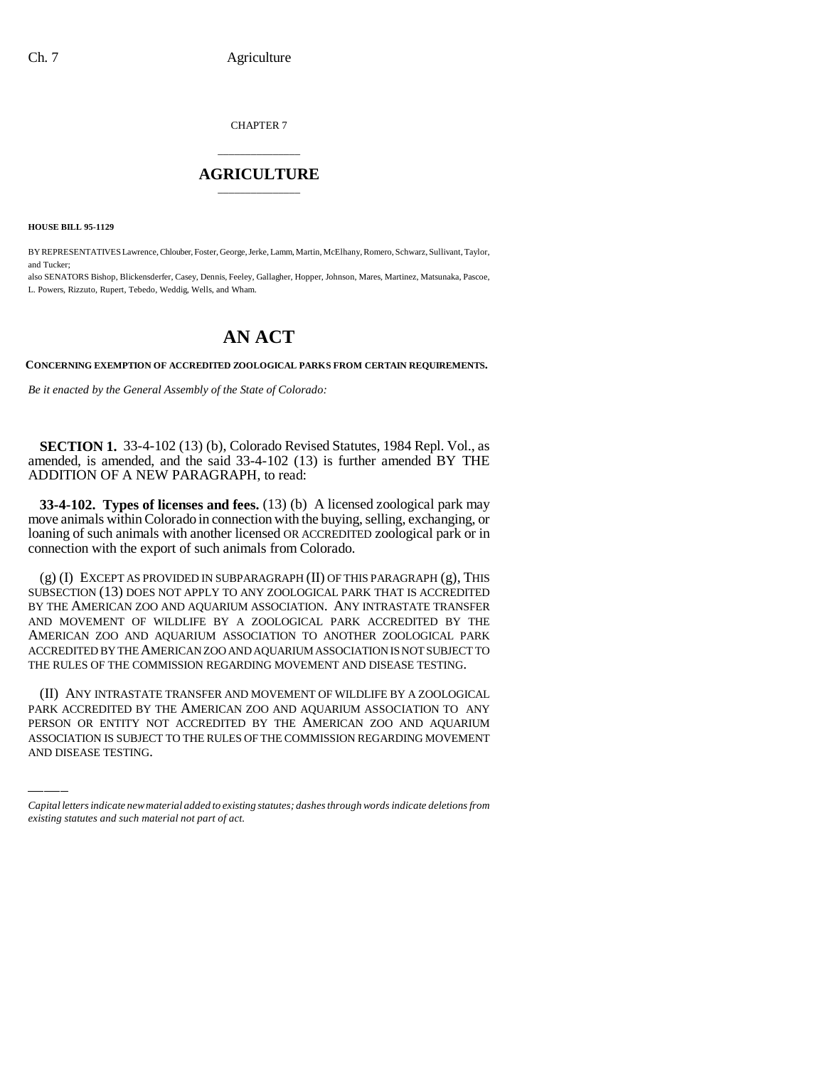CHAPTER 7

# AGRICULTURE

**HOUSE BILL 95-1129**

BY REPRESENTATIVES Lawrence, Chlouber, Foster, George, Jerke, Lamm, Martin, McElhany, Romero, Schwarz, Sullivant, Taylor, and Tucker;
also SENATORS Bishop, Blickensderfer, Casey, Dennis, Feeley, Gallagher, Hopper, Johnson, Mares, Martinez, Matsunaka, Pascoe, L. Powers, Rizzuto, Rupert, Tebedo, Weddig, Wells, and Wham.

# AN ACT

**CONCERNING EXEMPTION OF ACCREDITED ZOOLOGICAL PARKS FROM CERTAIN REQUIREMENTS.**

*Be it enacted by the General Assembly of the State of Colorado:*

**SECTION 1.** 33-4-102 (13) (b), Colorado Revised Statutes, 1984 Repl. Vol., as amended, is amended, and the said 33-4-102 (13) is further amended BY THE ADDITION OF A NEW PARAGRAPH, to read:

**33-4-102. Types of licenses and fees.** (13) (b) A licensed zoological park may move animals within Colorado in connection with the buying, selling, exchanging, or loaning of such animals with another licensed OR ACCREDITED zoological park or in connection with the export of such animals from Colorado.

(g) (I) EXCEPT AS PROVIDED IN SUBPARAGRAPH (II) OF THIS PARAGRAPH (g), THIS SUBSECTION (13) DOES NOT APPLY TO ANY ZOOLOGICAL PARK THAT IS ACCREDITED BY THE AMERICAN ZOO AND AQUARIUM ASSOCIATION. ANY INTRASTATE TRANSFER AND MOVEMENT OF WILDLIFE BY A ZOOLOGICAL PARK ACCREDITED BY THE AMERICAN ZOO AND AQUARIUM ASSOCIATION TO ANOTHER ZOOLOGICAL PARK ACCREDITED BY THE AMERICAN ZOO AND AQUARIUM ASSOCIATION IS NOT SUBJECT TO THE RULES OF THE COMMISSION REGARDING MOVEMENT AND DISEASE TESTING.

(II) ANY INTRASTATE TRANSFER AND MOVEMENT OF WILDLIFE BY A ZOOLOGICAL PARK ACCREDITED BY THE AMERICAN ZOO AND AQUARIUM ASSOCIATION TO ANY PERSON OR ENTITY NOT ACCREDITED BY THE AMERICAN ZOO AND AQUARIUM ASSOCIATION IS SUBJECT TO THE RULES OF THE COMMISSION REGARDING MOVEMENT AND DISEASE TESTING.

*Capital letters indicate new material added to existing statutes; dashes through words indicate deletions from existing statutes and such material not part of act.*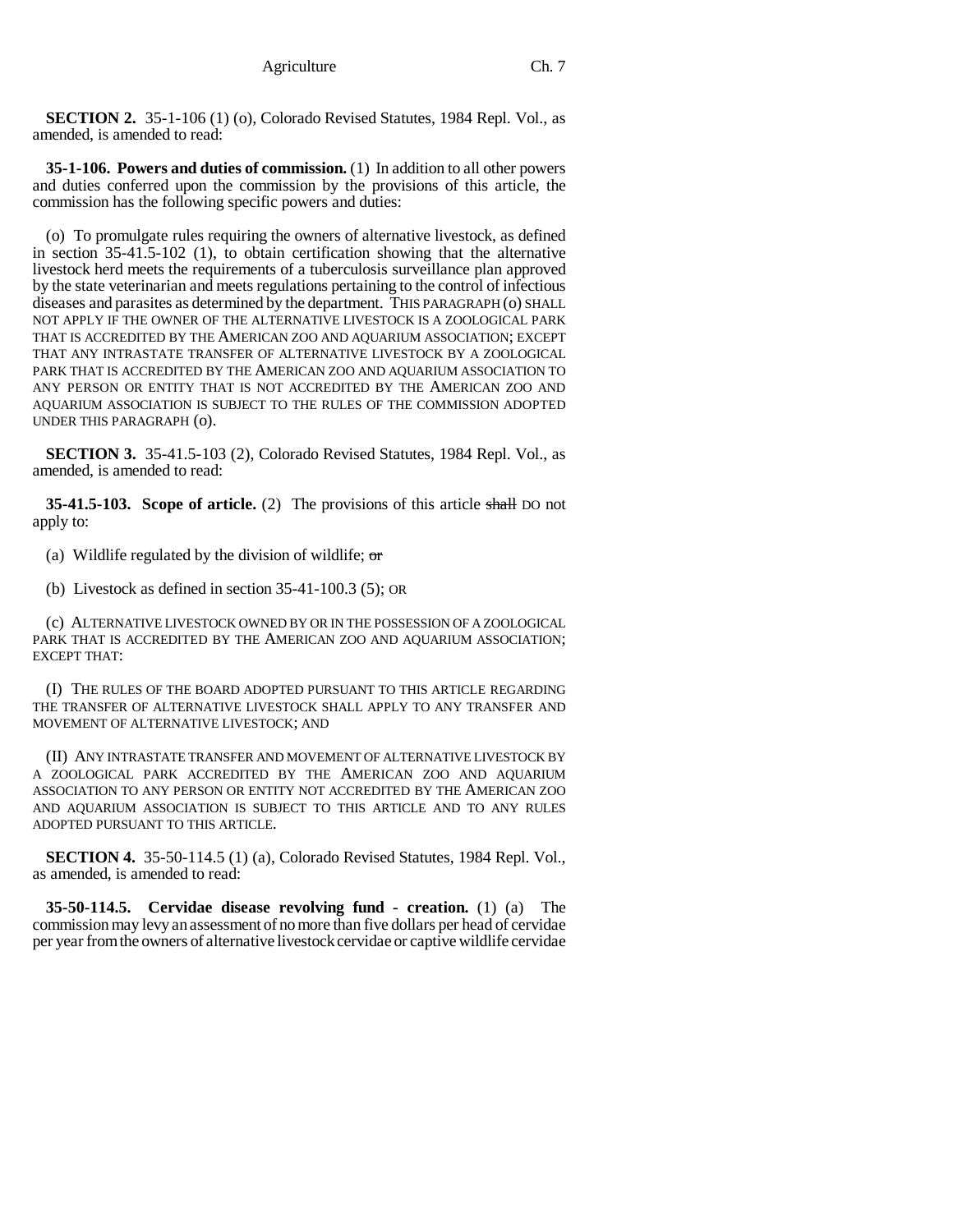**SECTION 2.** 35-1-106 (1) (o), Colorado Revised Statutes, 1984 Repl. Vol., as amended, is amended to read:

**35-1-106. Powers and duties of commission.** (1) In addition to all other powers and duties conferred upon the commission by the provisions of this article, the commission has the following specific powers and duties:

(o) To promulgate rules requiring the owners of alternative livestock, as defined in section 35-41.5-102 (1), to obtain certification showing that the alternative livestock herd meets the requirements of a tuberculosis surveillance plan approved by the state veterinarian and meets regulations pertaining to the control of infectious diseases and parasites as determined by the department. THIS PARAGRAPH (o) SHALL NOT APPLY IF THE OWNER OF THE ALTERNATIVE LIVESTOCK IS A ZOOLOGICAL PARK THAT IS ACCREDITED BY THE AMERICAN ZOO AND AQUARIUM ASSOCIATION; EXCEPT THAT ANY INTRASTATE TRANSFER OF ALTERNATIVE LIVESTOCK BY A ZOOLOGICAL PARK THAT IS ACCREDITED BY THE AMERICAN ZOO AND AQUARIUM ASSOCIATION TO ANY PERSON OR ENTITY THAT IS NOT ACCREDITED BY THE AMERICAN ZOO AND AQUARIUM ASSOCIATION IS SUBJECT TO THE RULES OF THE COMMISSION ADOPTED UNDER THIS PARAGRAPH (o).

**SECTION 3.** 35-41.5-103 (2), Colorado Revised Statutes, 1984 Repl. Vol., as amended, is amended to read:

**35-41.5-103. Scope of article.** (2) The provisions of this article ~~shall~~ DO not apply to:

(a) Wildlife regulated by the division of wildlife; ~~or~~

(b) Livestock as defined in section 35-41-100.3 (5); OR

(c) ALTERNATIVE LIVESTOCK OWNED BY OR IN THE POSSESSION OF A ZOOLOGICAL PARK THAT IS ACCREDITED BY THE AMERICAN ZOO AND AQUARIUM ASSOCIATION; EXCEPT THAT:

(I) THE RULES OF THE BOARD ADOPTED PURSUANT TO THIS ARTICLE REGARDING THE TRANSFER OF ALTERNATIVE LIVESTOCK SHALL APPLY TO ANY TRANSFER AND MOVEMENT OF ALTERNATIVE LIVESTOCK; AND

(II) ANY INTRASTATE TRANSFER AND MOVEMENT OF ALTERNATIVE LIVESTOCK BY A ZOOLOGICAL PARK ACCREDITED BY THE AMERICAN ZOO AND AQUARIUM ASSOCIATION TO ANY PERSON OR ENTITY NOT ACCREDITED BY THE AMERICAN ZOO AND AQUARIUM ASSOCIATION IS SUBJECT TO THIS ARTICLE AND TO ANY RULES ADOPTED PURSUANT TO THIS ARTICLE.

**SECTION 4.** 35-50-114.5 (1) (a), Colorado Revised Statutes, 1984 Repl. Vol., as amended, is amended to read:

**35-50-114.5. Cervidae disease revolving fund - creation.** (1) (a) The commission may levy an assessment of no more than five dollars per head of cervidae per year from the owners of alternative livestock cervidae or captive wildlife cervidae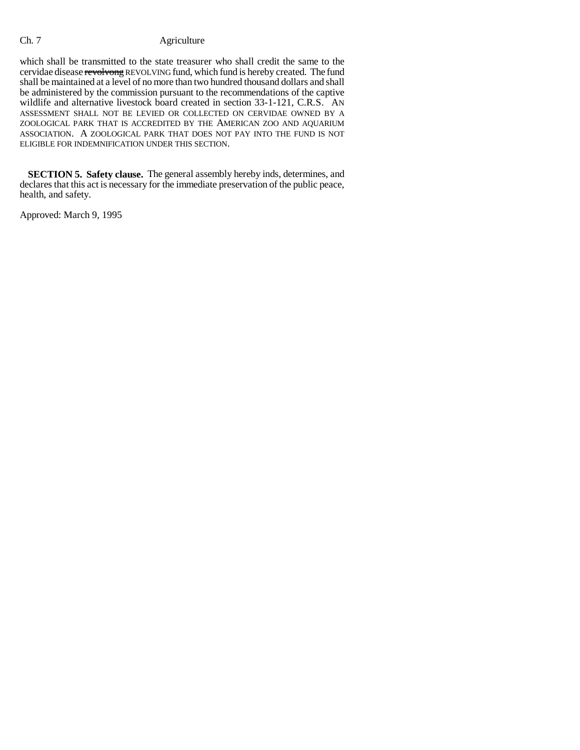which shall be transmitted to the state treasurer who shall credit the same to the cervidae disease ~~revolvong~~ REVOLVING fund, which fund is hereby created. The fund shall be maintained at a level of no more than two hundred thousand dollars and shall be administered by the commission pursuant to the recommendations of the captive wildlife and alternative livestock board created in section 33-1-121, C.R.S. AN ASSESSMENT SHALL NOT BE LEVIED OR COLLECTED ON CERVIDAE OWNED BY A ZOOLOGICAL PARK THAT IS ACCREDITED BY THE AMERICAN ZOO AND AQUARIUM ASSOCIATION. A ZOOLOGICAL PARK THAT DOES NOT PAY INTO THE FUND IS NOT ELIGIBLE FOR INDEMNIFICATION UNDER THIS SECTION.

**SECTION 5. Safety clause.** The general assembly hereby inds, determines, and declares that this act is necessary for the immediate preservation of the public peace, health, and safety.

Approved: March 9, 1995